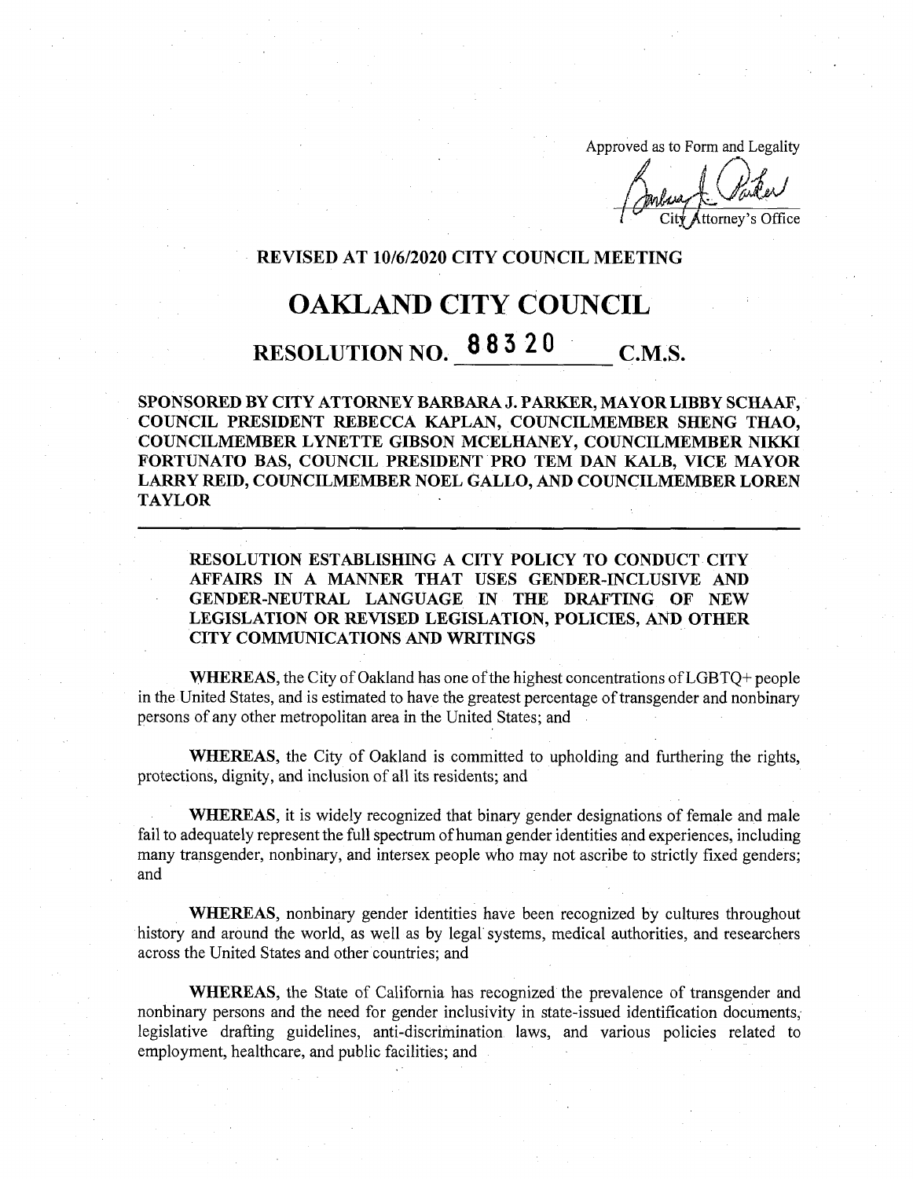Approved as to Form and Legality

City Attorney's Office

**REVISED AT 10/6/2020 CITY COUNCIL MEETING**

# OAKLAND CITY COUNCIL

## RESOLUTION NO. 88320 C.M.S.

**SPONSORED BY CITY ATTORNEY BARBARA J. PARKER, MAYOR LIBBY SCHAAF, COUNCIL PRESIDENT REBECCA KAPLAN, COUNCILMEMBER SHENG THAO, COUNCILMEMBER LYNETTE GIBSON MCELHANEY, COUNCILMEMBER NIKKI FORTUNATO BAS, COUNCIL PRESIDENT PRO TEM DAN KALB, VICE MAYOR LARRY REID, COUNCILMEMBER NOEL GALLO, AND COUNCILMEMBER LOREN TAYLOR**

---

**RESOLUTION ESTABLISHING A CITY POLICY TO CONDUCT CITY AFFAIRS IN A MANNER THAT USES GENDER-INCLUSIVE AND GENDER-NEUTRAL LANGUAGE IN THE DRAFTING OF NEW LEGISLATION OR REVISED LEGISLATION, POLICIES, AND OTHER CITY COMMUNICATIONS AND WRITINGS**

**WHEREAS,** the City of Oakland has one of the highest concentrations of LGBTQ+ people in the United States, and is estimated to have the greatest percentage of transgender and nonbinary persons of any other metropolitan area in the United States; and

**WHEREAS,** the City of Oakland is committed to upholding and furthering the rights, protections, dignity, and inclusion of all its residents; and

**WHEREAS,** it is widely recognized that binary gender designations of female and male fail to adequately represent the full spectrum of human gender identities and experiences, including many transgender, nonbinary, and intersex people who may not ascribe to strictly fixed genders; and

**WHEREAS,** nonbinary gender identities have been recognized by cultures throughout history and around the world, as well as by legal systems, medical authorities, and researchers across the United States and other countries; and

**WHEREAS,** the State of California has recognized the prevalence of transgender and nonbinary persons and the need for gender inclusivity in state-issued identification documents, legislative drafting guidelines, anti-discrimination laws, and various policies related to employment, healthcare, and public facilities; and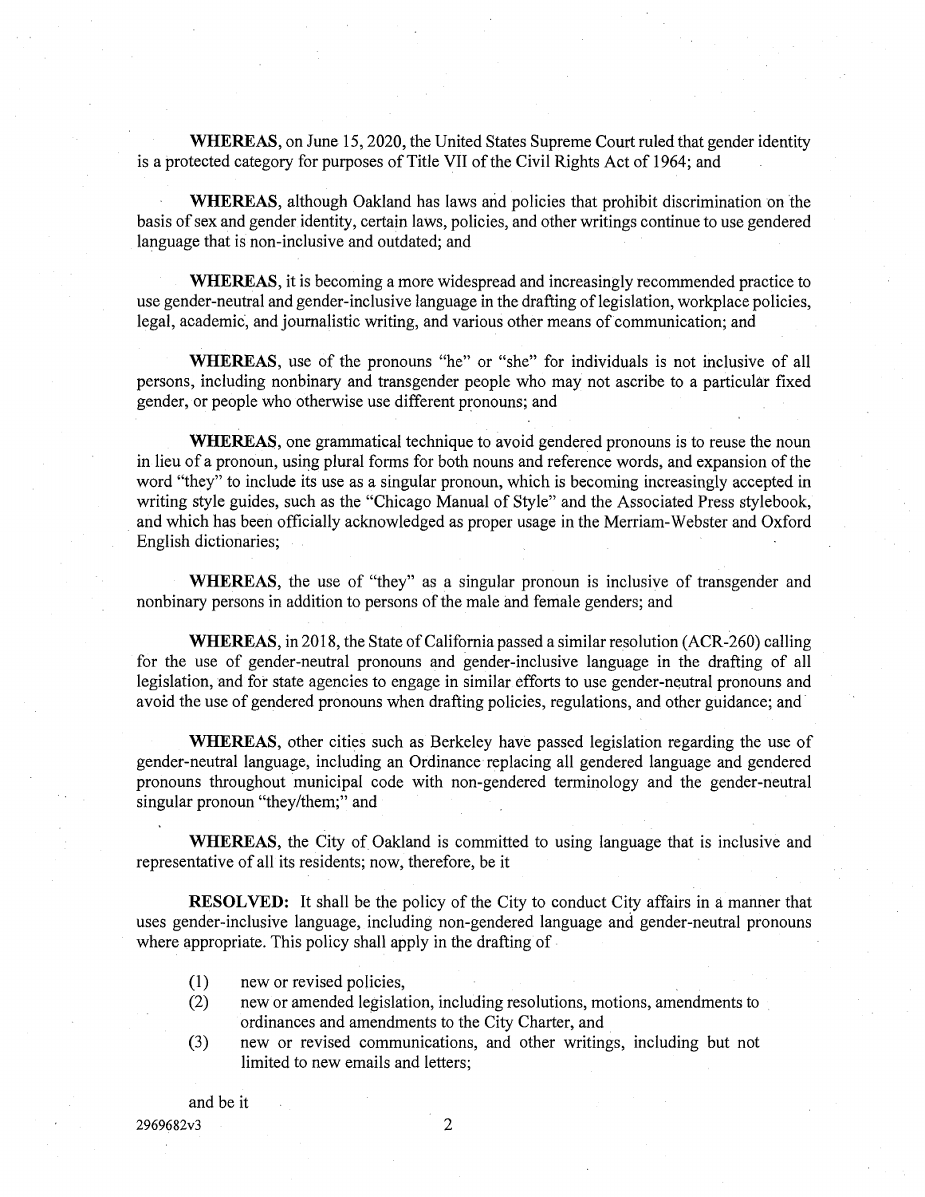**WHEREAS**, on June 15, 2020, the United States Supreme Court ruled that gender identity is a protected category for purposes of Title VII of the Civil Rights Act of 1964; and

**WHEREAS**, although Oakland has laws and policies that prohibit discrimination on the basis of sex and gender identity, certain laws, policies, and other writings continue to use gendered language that is non-inclusive and outdated; and

**WHEREAS**, it is becoming a more widespread and increasingly recommended practice to use gender-neutral and gender-inclusive language in the drafting of legislation, workplace policies, legal, academic, and journalistic writing, and various other means of communication; and

**WHEREAS**, use of the pronouns "he" or "she" for individuals is not inclusive of all persons, including nonbinary and transgender people who may not ascribe to a particular fixed gender, or people who otherwise use different pronouns; and

**WHEREAS**, one grammatical technique to avoid gendered pronouns is to reuse the noun in lieu of a pronoun, using plural forms for both nouns and reference words, and expansion of the word "they" to include its use as a singular pronoun, which is becoming increasingly accepted in writing style guides, such as the "Chicago Manual of Style" and the Associated Press stylebook, and which has been officially acknowledged as proper usage in the Merriam-Webster and Oxford English dictionaries;

**WHEREAS**, the use of "they" as a singular pronoun is inclusive of transgender and nonbinary persons in addition to persons of the male and female genders; and

**WHEREAS**, in 2018, the State of California passed a similar resolution (ACR-260) calling for the use of gender-neutral pronouns and gender-inclusive language in the drafting of all legislation, and for state agencies to engage in similar efforts to use gender-neutral pronouns and avoid the use of gendered pronouns when drafting policies, regulations, and other guidance; and

**WHEREAS**, other cities such as Berkeley have passed legislation regarding the use of gender-neutral language, including an Ordinance replacing all gendered language and gendered pronouns throughout municipal code with non-gendered terminology and the gender-neutral singular pronoun "they/them;" and

**WHEREAS**, the City of Oakland is committed to using language that is inclusive and representative of all its residents; now, therefore, be it

**RESOLVED:** It shall be the policy of the City to conduct City affairs in a manner that uses gender-inclusive language, including non-gendered language and gender-neutral pronouns where appropriate. This policy shall apply in the drafting of

(1) new or revised policies,
(2) new or amended legislation, including resolutions, motions, amendments to ordinances and amendments to the City Charter, and
(3) new or revised communications, and other writings, including but not limited to new emails and letters;

and be it

2969682v3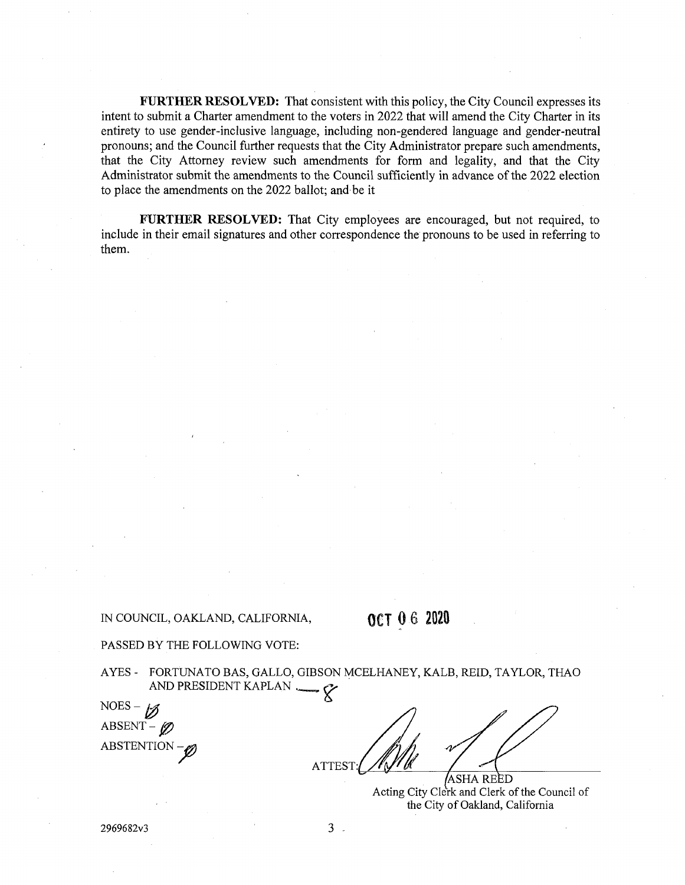**FURTHER RESOLVED:** That consistent with this policy, the City Council expresses its intent to submit a Charter amendment to the voters in 2022 that will amend the City Charter in its entirety to use gender-inclusive language, including non-gendered language and gender-neutral pronouns; and the Council further requests that the City Administrator prepare such amendments, that the City Attorney review such amendments for form and legality, and that the City Administrator submit the amendments to the Council sufficiently in advance of the 2022 election to place the amendments on the 2022 ballot; and be it

**FURTHER RESOLVED:** That City employees are encouraged, but not required, to include in their email signatures and other correspondence the pronouns to be used in referring to them.

IN COUNCIL, OAKLAND, CALIFORNIA, OCT 06 2020

PASSED BY THE FOLLOWING VOTE:

AYES - FORTUNATO BAS, GALLO, GIBSON MCELHANEY, KALB, REID, TAYLOR, THAO AND PRESIDENT KAPLAN — 8

NOES – Ø

ABSENT – Ø

ABSTENTION – Ø

ATTEST:

ASHA REED
Acting City Clerk and Clerk of the Council of the City of Oakland, California

2969682v3